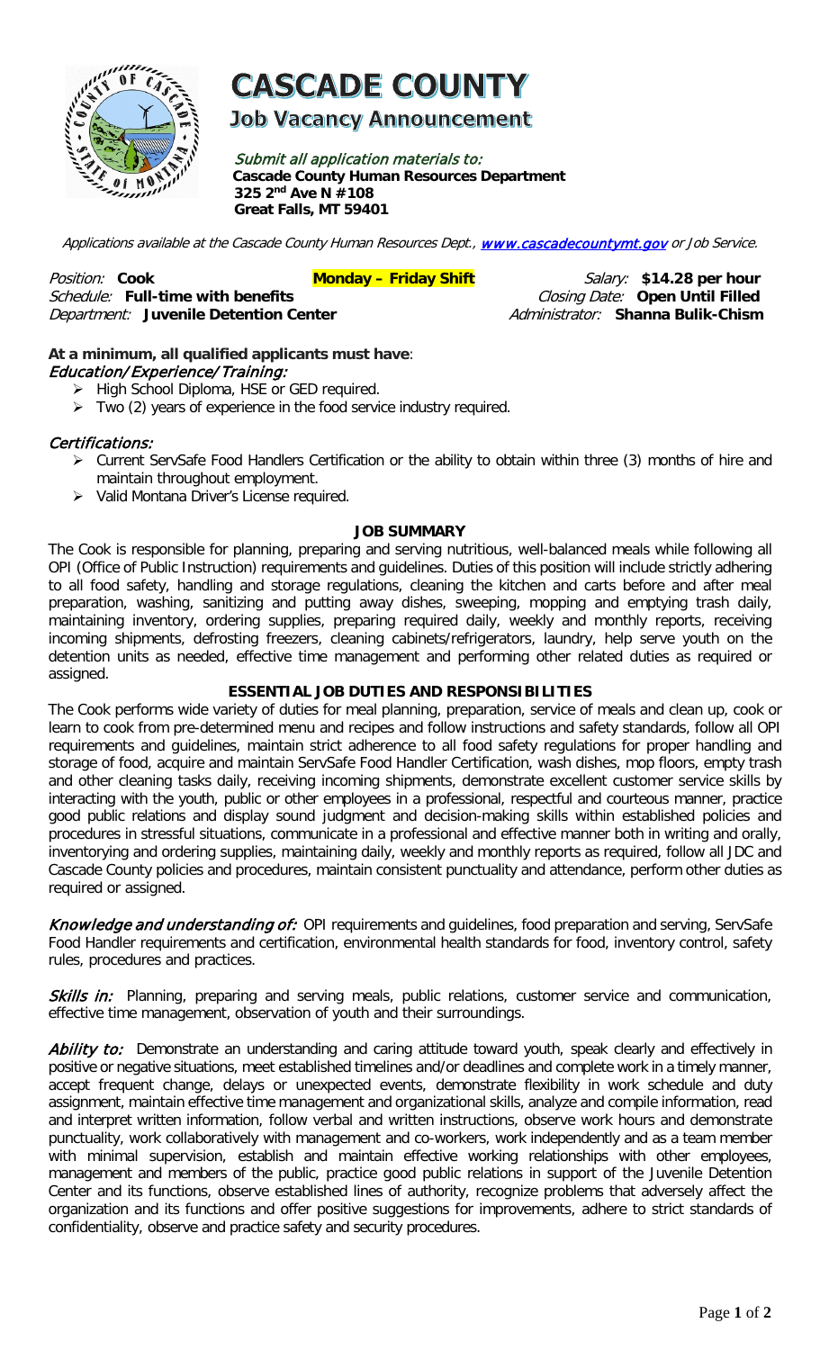# CASCADE COUNTY

## Job Vacancy Announcement

*Submit all application materials to:*
**Cascade County Human Resources Department**
**325 2nd Ave N #108**
**Great Falls, MT 59401**

*Applications available at the Cascade County Human Resources Dept., [www.cascadecountymt.gov](http://www.cascadecountymt.gov) or Job Service.*

*Position:* **Cook** **Monday – Friday Shift** *Salary:* **$14.28 per hour**
*Schedule:* **Full-time with benefits** *Closing Date:* **Open Until Filled**
*Department:* **Juvenile Detention Center** *Administrator:* **Shanna Bulik-Chism**

**At a minimum, all qualified applicants must have**:

***Education/Experience/Training:***

- High School Diploma, HSE or GED required.
- Two (2) years of experience in the food service industry required.

***Certifications:***

- Current ServSafe Food Handlers Certification or the ability to obtain within three (3) months of hire and maintain throughout employment.
- Valid Montana Driver's License required.

### JOB SUMMARY

The Cook is responsible for planning, preparing and serving nutritious, well-balanced meals while following all OPI (Office of Public Instruction) requirements and guidelines. Duties of this position will include strictly adhering to all food safety, handling and storage regulations, cleaning the kitchen and carts before and after meal preparation, washing, sanitizing and putting away dishes, sweeping, mopping and emptying trash daily, maintaining inventory, ordering supplies, preparing required daily, weekly and monthly reports, receiving incoming shipments, defrosting freezers, cleaning cabinets/refrigerators, laundry, help serve youth on the detention units as needed, effective time management and performing other related duties as required or assigned.

### ESSENTIAL JOB DUTIES AND RESPONSIBILITIES

The Cook performs wide variety of duties for meal planning, preparation, service of meals and clean up, cook or learn to cook from pre-determined menu and recipes and follow instructions and safety standards, follow all OPI requirements and guidelines, maintain strict adherence to all food safety regulations for proper handling and storage of food, acquire and maintain ServSafe Food Handler Certification, wash dishes, mop floors, empty trash and other cleaning tasks daily, receiving incoming shipments, demonstrate excellent customer service skills by interacting with the youth, public or other employees in a professional, respectful and courteous manner, practice good public relations and display sound judgment and decision-making skills within established policies and procedures in stressful situations, communicate in a professional and effective manner both in writing and orally, inventorying and ordering supplies, maintaining daily, weekly and monthly reports as required, follow all JDC and Cascade County policies and procedures, maintain consistent punctuality and attendance, perform other duties as required or assigned.

***Knowledge and understanding of:*** OPI requirements and guidelines, food preparation and serving, ServSafe Food Handler requirements and certification, environmental health standards for food, inventory control, safety rules, procedures and practices.

***Skills in:*** Planning, preparing and serving meals, public relations, customer service and communication, effective time management, observation of youth and their surroundings.

***Ability to:*** Demonstrate an understanding and caring attitude toward youth, speak clearly and effectively in positive or negative situations, meet established timelines and/or deadlines and complete work in a timely manner, accept frequent change, delays or unexpected events, demonstrate flexibility in work schedule and duty assignment, maintain effective time management and organizational skills, analyze and compile information, read and interpret written information, follow verbal and written instructions, observe work hours and demonstrate punctuality, work collaboratively with management and co-workers, work independently and as a team member with minimal supervision, establish and maintain effective working relationships with other employees, management and members of the public, practice good public relations in support of the Juvenile Detention Center and its functions, observe established lines of authority, recognize problems that adversely affect the organization and its functions and offer positive suggestions for improvements, adhere to strict standards of confidentiality, observe and practice safety and security procedures.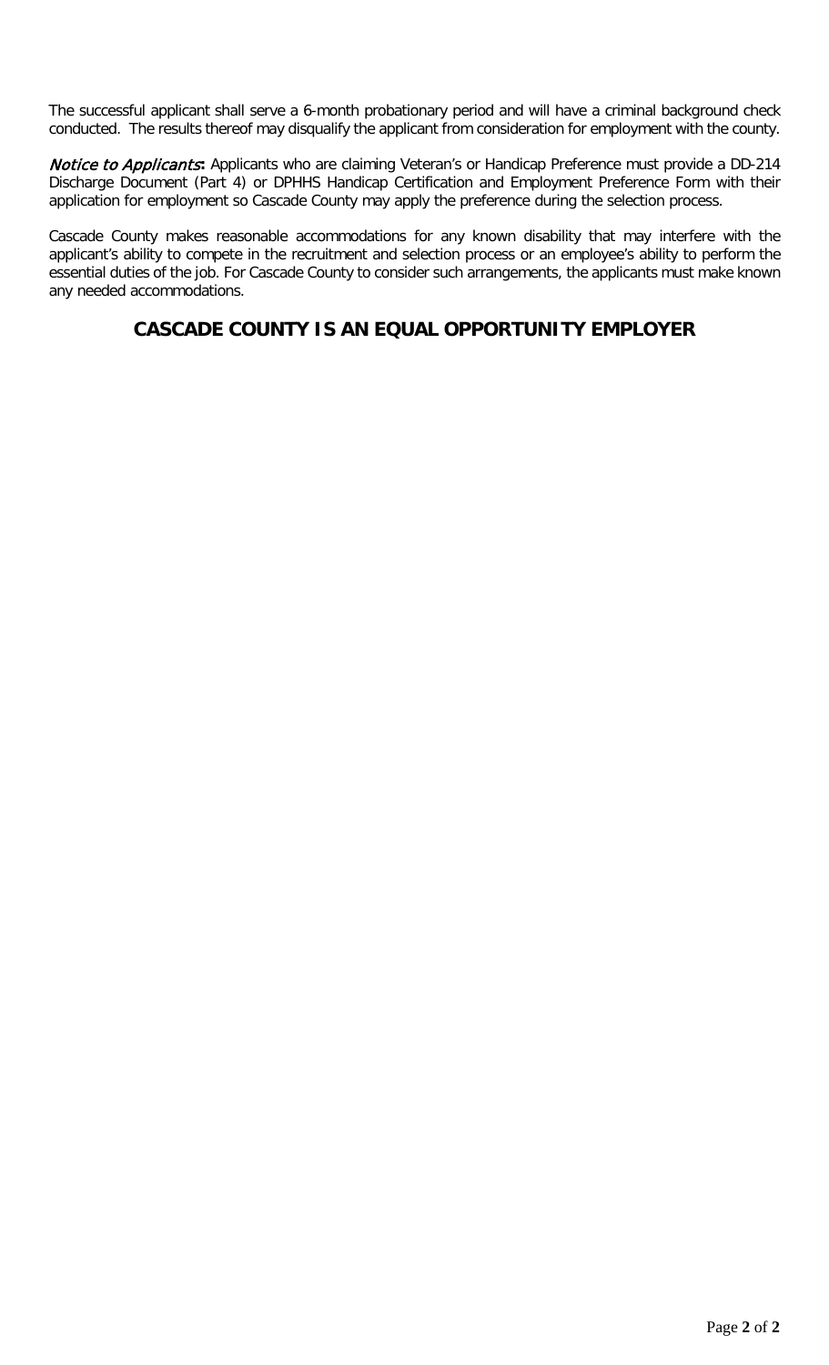The successful applicant shall serve a 6-month probationary period and will have a criminal background check conducted. The results thereof may disqualify the applicant from consideration for employment with the county.

***Notice to Applicants*:** Applicants who are claiming Veteran's or Handicap Preference must provide a DD-214 Discharge Document (Part 4) or DPHHS Handicap Certification and Employment Preference Form with their application for employment so Cascade County may apply the preference during the selection process.

Cascade County makes reasonable accommodations for any known disability that may interfere with the applicant's ability to compete in the recruitment and selection process or an employee's ability to perform the essential duties of the job. For Cascade County to consider such arrangements, the applicants must make known any needed accommodations.

## CASCADE COUNTY IS AN EQUAL OPPORTUNITY EMPLOYER